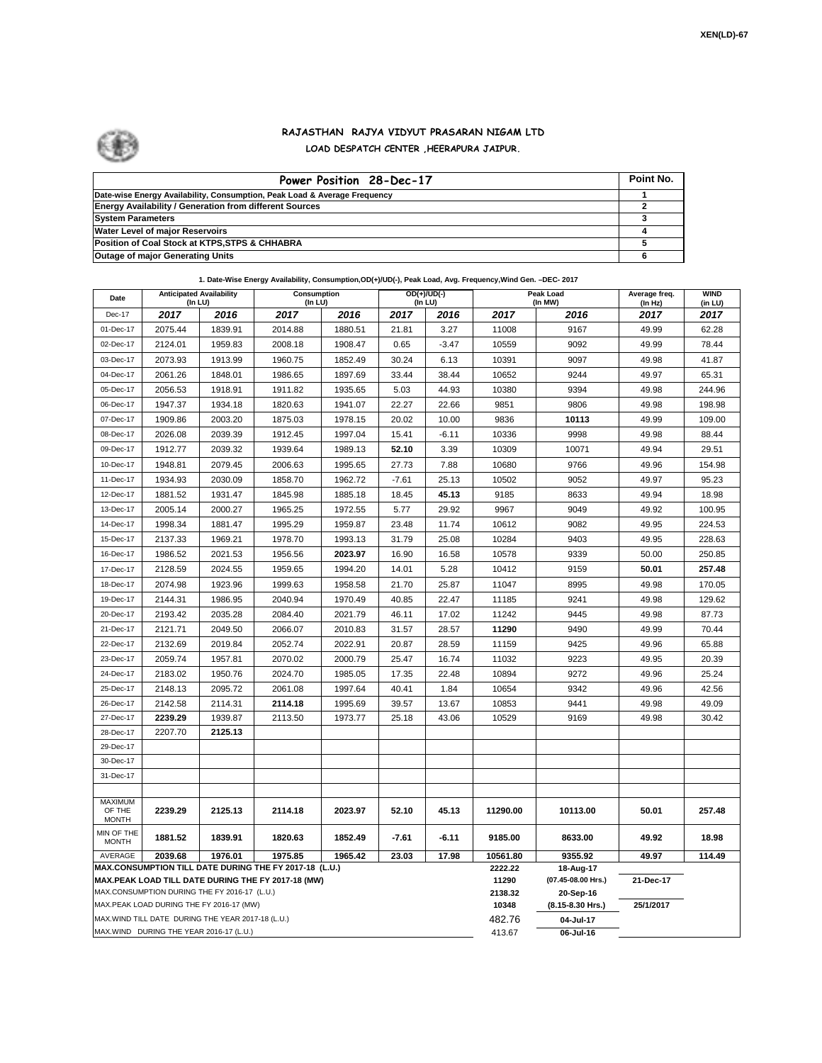XEN(LD)-67

# RAJASTHAN RAJYA VIDYUT PRASARAN NIGAM LTD

## LOAD DESPATCH CENTER ,HEERAPURA JAIPUR.

| Power Position 28-Dec-17 | Point No. |
|---|---|
| Date-wise Energy Availability, Consumption, Peak Load & Average Frequency | 1 |
| Energy Availability / Generation from different Sources | 2 |
| System Parameters | 3 |
| Water Level of major Reservoirs | 4 |
| Position of Coal Stock at KTPS,STPS & CHHABRA | 5 |
| Outage of major Generating Units | 6 |

**1. Date-Wise Energy Availability, Consumption,OD(+)/UD(-), Peak Load, Avg. Frequency,Wind Gen. –DEC- 2017**

| Date | Anticipated Availability (In LU) | | Consumption (In LU) | | OD(+)/UD(-) (In LU) | | Peak Load (In MW) | | Average freq. (In Hz) | WIND (in LU) |
|---|---|---|---|---|---|---|---|---|---|---|
| Dec-17 | 2017 | 2016 | 2017 | 2016 | 2017 | 2016 | 2017 | 2016 | 2017 | 2017 |
| 01-Dec-17 | 2075.44 | 1839.91 | 2014.88 | 1880.51 | 21.81 | 3.27 | 11008 | 9167 | 49.99 | 62.28 |
| 02-Dec-17 | 2124.01 | 1959.83 | 2008.18 | 1908.47 | 0.65 | -3.47 | 10559 | 9092 | 49.99 | 78.44 |
| 03-Dec-17 | 2073.93 | 1913.99 | 1960.75 | 1852.49 | 30.24 | 6.13 | 10391 | 9097 | 49.98 | 41.87 |
| 04-Dec-17 | 2061.26 | 1848.01 | 1986.65 | 1897.69 | 33.44 | 38.44 | 10652 | 9244 | 49.97 | 65.31 |
| 05-Dec-17 | 2056.53 | 1918.91 | 1911.82 | 1935.65 | 5.03 | 44.93 | 10380 | 9394 | 49.98 | 244.96 |
| 06-Dec-17 | 1947.37 | 1934.18 | 1820.63 | 1941.07 | 22.27 | 22.66 | 9851 | 9806 | 49.98 | 198.98 |
| 07-Dec-17 | 1909.86 | 2003.20 | 1875.03 | 1978.15 | 20.02 | 10.00 | 9836 | **10113** | 49.99 | 109.00 |
| 08-Dec-17 | 2026.08 | 2039.39 | 1912.45 | 1997.04 | 15.41 | -6.11 | 10336 | 9998 | 49.98 | 88.44 |
| 09-Dec-17 | 1912.77 | 2039.32 | 1939.64 | 1989.13 | **52.10** | 3.39 | 10309 | 10071 | 49.94 | 29.51 |
| 10-Dec-17 | 1948.81 | 2079.45 | 2006.63 | 1995.65 | 27.73 | 7.88 | 10680 | 9766 | 49.96 | 154.98 |
| 11-Dec-17 | 1934.93 | 2030.09 | 1858.70 | 1962.72 | -7.61 | 25.13 | 10502 | 9052 | 49.97 | 95.23 |
| 12-Dec-17 | 1881.52 | 1931.47 | 1845.98 | 1885.18 | 18.45 | **45.13** | 9185 | 8633 | 49.94 | 18.98 |
| 13-Dec-17 | 2005.14 | 2000.27 | 1965.25 | 1972.55 | 5.77 | 29.92 | 9967 | 9049 | 49.92 | 100.95 |
| 14-Dec-17 | 1998.34 | 1881.47 | 1995.29 | 1959.87 | 23.48 | 11.74 | 10612 | 9082 | 49.95 | 224.53 |
| 15-Dec-17 | 2137.33 | 1969.21 | 1978.70 | 1993.13 | 31.79 | 25.08 | 10284 | 9403 | 49.95 | 228.63 |
| 16-Dec-17 | 1986.52 | 2021.53 | 1956.56 | **2023.97** | 16.90 | 16.58 | 10578 | 9339 | 50.00 | 250.85 |
| 17-Dec-17 | 2128.59 | 2024.55 | 1959.65 | 1994.20 | 14.01 | 5.28 | 10412 | 9159 | **50.01** | **257.48** |
| 18-Dec-17 | 2074.98 | 1923.96 | 1999.63 | 1958.58 | 21.70 | 25.87 | 11047 | 8995 | 49.98 | 170.05 |
| 19-Dec-17 | 2144.31 | 1986.95 | 2040.94 | 1970.49 | 40.85 | 22.47 | 11185 | 9241 | 49.98 | 129.62 |
| 20-Dec-17 | 2193.42 | 2035.28 | 2084.40 | 2021.79 | 46.11 | 17.02 | 11242 | 9445 | 49.98 | 87.73 |
| 21-Dec-17 | 2121.71 | 2049.50 | 2066.07 | 2010.83 | 31.57 | 28.57 | **11290** | 9490 | 49.99 | 70.44 |
| 22-Dec-17 | 2132.69 | 2019.84 | 2052.74 | 2022.91 | 20.87 | 28.59 | 11159 | 9425 | 49.96 | 65.88 |
| 23-Dec-17 | 2059.74 | 1957.81 | 2070.02 | 2000.79 | 25.47 | 16.74 | 11032 | 9223 | 49.95 | 20.39 |
| 24-Dec-17 | 2183.02 | 1950.76 | 2024.70 | 1985.05 | 17.35 | 22.48 | 10894 | 9272 | 49.96 | 25.24 |
| 25-Dec-17 | 2148.13 | 2095.72 | 2061.08 | 1997.64 | 40.41 | 1.84 | 10654 | 9342 | 49.96 | 42.56 |
| 26-Dec-17 | 2142.58 | 2114.31 | **2114.18** | 1995.69 | 39.57 | 13.67 | 10853 | 9441 | 49.98 | 49.09 |
| 27-Dec-17 | **2239.29** | 1939.87 | 2113.50 | 1973.77 | 25.18 | 43.06 | 10529 | 9169 | 49.98 | 30.42 |
| 28-Dec-17 | 2207.70 | **2125.13** | | | | | | | | |
| 29-Dec-17 | | | | | | | | | | |
| 30-Dec-17 | | | | | | | | | | |
| 31-Dec-17 | | | | | | | | | | |
| | | | | | | | | | | |
| MAXIMUM OF THE MONTH | 2239.29 | 2125.13 | 2114.18 | 2023.97 | 52.10 | 45.13 | 11290.00 | 10113.00 | 50.01 | 257.48 |
| MIN OF THE MONTH | 1881.52 | 1839.91 | 1820.63 | 1852.49 | -7.61 | -6.11 | 9185.00 | 8633.00 | 49.92 | 18.98 |
| AVERAGE | 2039.68 | 1976.01 | 1975.85 | 1965.42 | 23.03 | 17.98 | 10561.80 | 9355.92 | 49.97 | 114.49 |
| MAX.CONSUMPTION TILL DATE DURING THE FY 2017-18 (L.U.) | | | | | | | 2222.22 | 18-Aug-17 | | |
| MAX.PEAK LOAD TILL DATE DURING THE FY 2017-18 (MW) | | | | | | | 11290 | (07.45-08.00 Hrs.) | 21-Dec-17 | |
| MAX.CONSUMPTION DURING THE FY 2016-17 (L.U.) | | | | | | | 2138.32 | 20-Sep-16 | | |
| MAX.PEAK LOAD DURING THE FY 2016-17 (MW) | | | | | | | 10348 | (8.15-8.30 Hrs.) | 25/1/2017 | |
| MAX.WIND TILL DATE DURING THE YEAR 2017-18 (L.U.) | | | | | | | 482.76 | 04-Jul-17 | | |
| MAX.WIND DURING THE YEAR 2016-17 (L.U.) | | | | | | | 413.67 | 06-Jul-16 | | |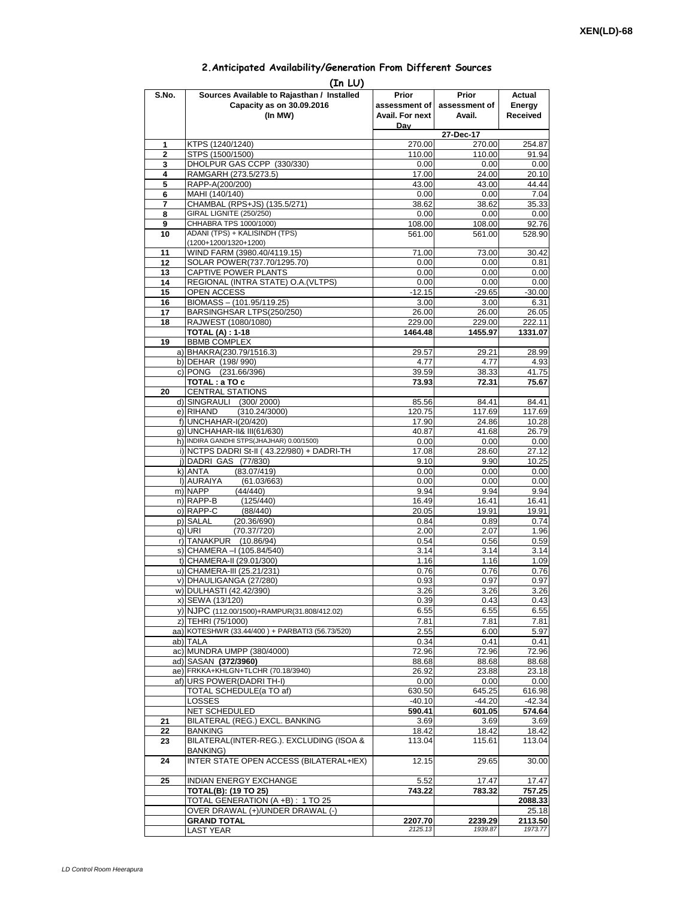XEN(LD)-68

## 2.Anticipated Availability/Generation From Different Sources

**(In LU)**

| S.No. | Sources Available to Rajasthan / Installed Capacity as on 30.09.2016 (In MW) | Prior assessment of Avail. For next Day | Prior assessment of Avail. | Actual Energy Received |
|---|---|---|---|---|
| | | | 27-Dec-17 | |
| 1 | KTPS (1240/1240) | 270.00 | 270.00 | 254.87 |
| 2 | STPS (1500/1500) | 110.00 | 110.00 | 91.94 |
| 3 | DHOLPUR GAS CCPP (330/330) | 0.00 | 0.00 | 0.00 |
| 4 | RAMGARH (273.5/273.5) | 17.00 | 24.00 | 20.10 |
| 5 | RAPP-A(200/200) | 43.00 | 43.00 | 44.44 |
| 6 | MAHI (140/140) | 0.00 | 0.00 | 7.04 |
| 7 | CHAMBAL (RPS+JS) (135.5/271) | 38.62 | 38.62 | 35.33 |
| 8 | GIRAL LIGNITE (250/250) | 0.00 | 0.00 | 0.00 |
| 9 | CHHABRA TPS 1000/1000) | 108.00 | 108.00 | 92.76 |
| 10 | ADANI (TPS) + KALISINDH (TPS) (1200+1200/1320+1200) | 561.00 | 561.00 | 528.90 |
| 11 | WIND FARM (3980.40/4119.15) | 71.00 | 73.00 | 30.42 |
| 12 | SOLAR POWER(737.70/1295.70) | 0.00 | 0.00 | 0.81 |
| 13 | CAPTIVE POWER PLANTS | 0.00 | 0.00 | 0.00 |
| 14 | REGIONAL (INTRA STATE) O.A.(VLTPS) | 0.00 | 0.00 | 0.00 |
| 15 | OPEN ACCESS | -12.15 | -29.65 | -30.00 |
| 16 | BIOMASS – (101.95/119.25) | 3.00 | 3.00 | 6.31 |
| 17 | BARSINGHSAR LTPS(250/250) | 26.00 | 26.00 | 26.05 |
| 18 | RAJWEST (1080/1080) | 229.00 | 229.00 | 222.11 |
| | **TOTAL (A) : 1-18** | **1464.48** | **1455.97** | **1331.07** |
| 19 | BBMB COMPLEX | | | |
| | a) BHAKRA(230.79/1516.3) | 29.57 | 29.21 | 28.99 |
| | b) DEHAR (198/ 990) | 4.77 | 4.77 | 4.93 |
| | c) PONG (231.66/396) | 39.59 | 38.33 | 41.75 |
| | **TOTAL : a TO c** | **73.93** | **72.31** | **75.67** |
| 20 | CENTRAL STATIONS | | | |
| | d) SINGRAULI (300/ 2000) | 85.56 | 84.41 | 84.41 |
| | e) RIHAND (310.24/3000) | 120.75 | 117.69 | 117.69 |
| | f) UNCHAHAR-I(20/420) | 17.90 | 24.86 | 10.28 |
| | g) UNCHAHAR-II& III(61/630) | 40.87 | 41.68 | 26.79 |
| | h) INDIRA GANDHI STPS(JHAJHAR) 0.00/1500) | 0.00 | 0.00 | 0.00 |
| | i) NCTPS DADRI St-II ( 43.22/980) + DADRI-TH | 17.08 | 28.60 | 27.12 |
| | j) DADRI GAS (77/830) | 9.10 | 9.90 | 10.25 |
| | k) ANTA (83.07/419) | 0.00 | 0.00 | 0.00 |
| | l) AURAIYA (61.03/663) | 0.00 | 0.00 | 0.00 |
| | m) NAPP (44/440) | 9.94 | 9.94 | 9.94 |
| | n) RAPP-B (125/440) | 16.49 | 16.41 | 16.41 |
| | o) RAPP-C (88/440) | 20.05 | 19.91 | 19.91 |
| | p) SALAL (20.36/690) | 0.84 | 0.89 | 0.74 |
| | q) URI (70.37/720) | 2.00 | 2.07 | 1.96 |
| | r) TANAKPUR (10.86/94) | 0.54 | 0.56 | 0.59 |
| | s) CHAMERA –I (105.84/540) | 3.14 | 3.14 | 3.14 |
| | t) CHAMERA-II (29.01/300) | 1.16 | 1.16 | 1.09 |
| | u) CHAMERA-III (25.21/231) | 0.76 | 0.76 | 0.76 |
| | v) DHAULIGANGA (27/280) | 0.93 | 0.97 | 0.97 |
| | w) DULHASTI (42.42/390) | 3.26 | 3.26 | 3.26 |
| | x) SEWA (13/120) | 0.39 | 0.43 | 0.43 |
| | y) NJPC (112.00/1500)+RAMPUR(31.808/412.02) | 6.55 | 6.55 | 6.55 |
| | z) TEHRI (75/1000) | 7.81 | 7.81 | 7.81 |
| | aa) KOTESHWR (33.44/400 ) + PARBATI3 (56.73/520) | 2.55 | 6.00 | 5.97 |
| | ab) TALA | 0.34 | 0.41 | 0.41 |
| | ac) MUNDRA UMPP (380/4000) | 72.96 | 72.96 | 72.96 |
| | ad) SASAN **(372/3960)** | 88.68 | 88.68 | 88.68 |
| | ae) FRKKA+KHLGN+TLCHR (70.18/3940) | 26.92 | 23.88 | 23.18 |
| | af) URS POWER(DADRI TH-I) | 0.00 | 0.00 | 0.00 |
| | TOTAL SCHEDULE(a TO af) | 630.50 | 645.25 | 616.98 |
| | LOSSES | -40.10 | -44.20 | -42.34 |
| | NET SCHEDULED | **590.41** | **601.05** | **574.64** |
| 21 | BILATERAL (REG.) EXCL. BANKING | 3.69 | 3.69 | 3.69 |
| 22 | BANKING | 18.42 | 18.42 | 18.42 |
| 23 | BILATERAL(INTER-REG.). EXCLUDING (ISOA & BANKING) | 113.04 | 115.61 | 113.04 |
| 24 | INTER STATE OPEN ACCESS (BILATERAL+IEX) | 12.15 | 29.65 | 30.00 |
| 25 | INDIAN ENERGY EXCHANGE | 5.52 | 17.47 | 17.47 |
| | **TOTAL(B): (19 TO 25)** | **743.22** | **783.32** | **757.25** |
| | TOTAL GENERATION (A +B) : 1 TO 25 | | | **2088.33** |
| | OVER DRAWAL (+)/UNDER DRAWAL (-) | | | 25.18 |
| | **GRAND TOTAL** | **2207.70** | **2239.29** | **2113.50** |
| | LAST YEAR | *2125.13* | *1939.87* | *1973.77* |

*LD Control Room Heerapura*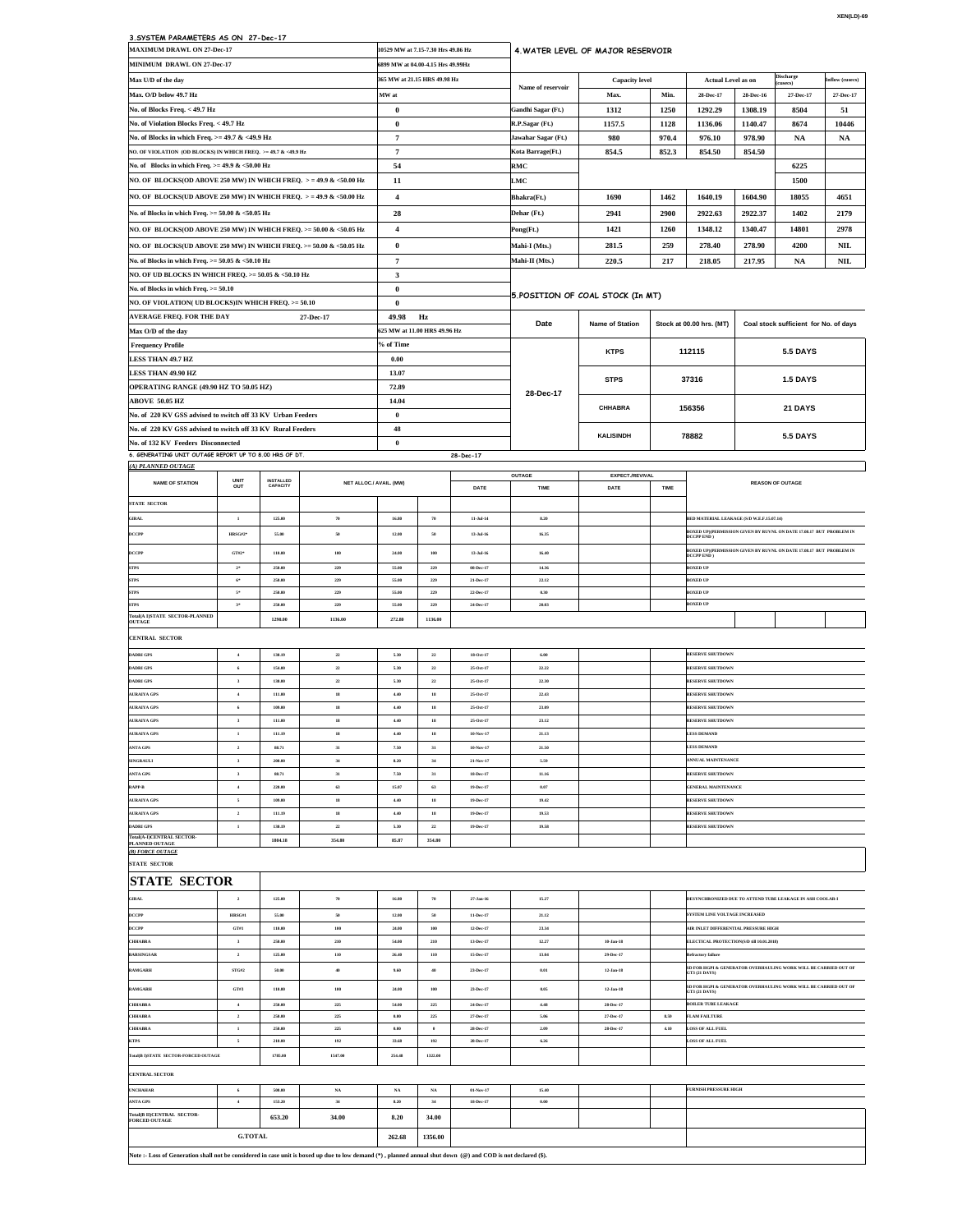XEN(LD)-69

### 3. SYSTEM PARAMETERS AS ON 27-Dec-17

| | |
|---|---|
| MAXIMUM DRAWL ON 27-Dec-17 | 10529 MW at 7.15-7.30 Hrs 49.86 Hz |
| MINIMUM DRAWL ON 27-Dec-17 | 6899 MW at 04.00-4.15 Hrs 49.99Hz |
| Max U/D of the day | 365 MW at 21.15 HRS 49.98 Hz |
| Max. O/D below 49.7 Hz | MW at |
| No. of Blocks Freq. < 49.7 Hz | 0 |
| No. of Violation Blocks Freq. < 49.7 Hz | 0 |
| No. of Blocks in which Freq. >= 49.7 & <49.9 Hz | 7 |
| NO. OF VIOLATION (OD BLOCKS) IN WHICH FREQ. >= 49.7 & <49.9 Hz | 7 |
| No. of Blocks in which Freq. >= 49.9 & <50.00 Hz | 54 |
| NO. OF BLOCKS(OD ABOVE 250 MW) IN WHICH FREQ. > = 49.9 & <50.00 Hz | 11 |
| NO. OF BLOCKS(UD ABOVE 250 MW) IN WHICH FREQ. > = 49.9 & <50.00 Hz | 4 |
| No. of Blocks in which Freq. >= 50.00 & <50.05 Hz | 28 |
| NO. OF BLOCKS(OD ABOVE 250 MW) IN WHICH FREQ. >= 50.00 & <50.05 Hz | 4 |
| NO. OF BLOCKS(UD ABOVE 250 MW) IN WHICH FREQ. >= 50.00 & <50.05 Hz | 0 |
| No. of Blocks in which Freq. >= 50.05 & <50.10 Hz | 7 |
| NO. OF UD BLOCKS IN WHICH FREQ. >= 50.05 & <50.10 Hz | 3 |
| No. of Blocks in which Freq. >= 50.10 | 0 |
| NO. OF VIOLATION( UD BLOCKS)IN WHICH FREQ. >= 50.10 | 0 |
| AVERAGE FREQ. FOR THE DAY 27-Dec-17 | 49.98 Hz |
| Max O/D of the day | 625 MW at 11.00 HRS 49.96 Hz |
| Frequency Profile | % of Time |
| LESS THAN 49.7 HZ | 0.00 |
| LESS THAN 49.90 HZ | 13.07 |
| OPERATING RANGE (49.90 HZ TO 50.05 HZ) | 72.89 |
| ABOVE 50.05 HZ | 14.04 |
| No. of 220 KV GSS advised to switch off 33 KV Urban Feeders | 0 |
| No. of 220 KV GSS advised to switch off 33 KV Rural Feeders | 48 |
| No. of 132 KV Feeders Disconnected | 0 |

### 4. WATER LEVEL OF MAJOR RESERVOIR

| Name of reservoir | Capacity level Max. | Capacity level Min. | Actual Level as on 28-Dec-17 | Actual Level as on 28-Dec-16 | Discharge (cusecs) 27-Dec-17 | Inflow (cusecs) 27-Dec-17 |
|---|---|---|---|---|---|---|
| Gandhi Sagar (Ft.) | 1312 | 1250 | 1292.29 | 1308.19 | 8504 | 51 |
| R.P.Sagar (Ft.) | 1157.5 | 1128 | 1136.06 | 1140.47 | 8674 | 10446 |
| Jawahar Sagar (Ft.) | 980 | 970.4 | 976.10 | 978.90 | NA | NA |
| Kota Barrage(Ft.) | 854.5 | 852.3 | 854.50 | 854.50 | | |
| RMC | | | | | 6225 | |
| LMC | | | | | 1500 | |
| Bhakra(Ft.) | 1690 | 1462 | 1640.19 | 1604.90 | 18055 | 4651 |
| Dehar (Ft.) | 2941 | 2900 | 2922.63 | 2922.37 | 1402 | 2179 |
| Pong(Ft.) | 1421 | 1260 | 1348.12 | 1340.47 | 14801 | 2978 |
| Mahi-I (Mts.) | 281.5 | 259 | 278.40 | 278.90 | 4200 | NIL |
| Mahi-II (Mts.) | 220.5 | 217 | 218.05 | 217.95 | NA | NIL |

### 5. POSITION OF COAL STOCK (In MT)

| Date | Name of Station | Stock at 00.00 hrs. (MT) | Coal stock sufficient for No. of days |
|---|---|---|---|
| 28-Dec-17 | KTPS | 112115 | 5.5 DAYS |
| | STPS | 37316 | 1.5 DAYS |
| | CHHABRA | 156356 | 21 DAYS |
| | KALISINDH | 78882 | 5.5 DAYS |

### 6. GENERATING UNIT OUTAGE REPORT UP TO 8.00 HRS OF DT. 28-Dec-17

*(A) PLANNED OUTAGE*

| NAME OF STATION | UNIT OUT | INSTALLED CAPACITY | NET ALLOC./ AVAIL. (MW) | | | OUTAGE DATE | OUTAGE TIME | EXPECT./REVIVAL DATE | EXPECT./REVIVAL TIME | REASON OF OUTAGE |
|---|---|---|---|---|---|---|---|---|---|---|
| STATE SECTOR | | | | | | | | | | |
| GIRAL | 1 | 125.00 | 70 | 16.80 | 70 | 11-Jul-14 | 8.20 | | | BED MATERIAL LEAKAGE (S/D W.E.F.15.07.14) |
| DCCPP | HRSG#2* | 55.00 | 50 | 12.00 | 50 | 13-Jul-16 | 16.35 | | | BOXED UP(PERMISSION GIVEN BY RUVNL ON DATE 17.08.17 BUT PROBLEM IN DCCPP END ) |
| DCCPP | GT#2* | 110.00 | 100 | 24.00 | 100 | 13-Jul-16 | 16.40 | | | BOXED UP(PERMISSION GIVEN BY RUVNL ON DATE 17.08.17 BUT PROBLEM IN DCCPP END ) |
| STPS | 2* | 250.00 | 229 | 55.00 | 229 | 08-Dec-17 | 14.36 | | | BOXED UP |
| STPS | 6* | 250.00 | 229 | 55.00 | 229 | 21-Dec-17 | 23.12 | | | BOXED UP |
| STPS | 5* | 250.00 | 229 | 55.00 | 229 | 22-Dec-17 | 0.30 | | | BOXED UP |
| STPS | 3* | 250.00 | 229 | 55.00 | 229 | 24-Dec-17 | 20.03 | | | BOXED UP |
| Total(A I)STATE SECTOR-PLANNED OUTAGE | | 1290.00 | 1136.00 | 272.80 | 1136.00 | | | | | |
| CENTRAL SECTOR | | | | | | | | | | |
| DADRI GPS | 4 | 130.19 | 22 | 5.30 | 22 | 18-Oct-17 | 6.00 | | | RESERVE SHUTDOWN |
| DADRI GPS | 6 | 154.00 | 22 | 5.30 | 22 | 25-Oct-17 | 22.22 | | | RESERVE SHUTDOWN |
| DADRI GPS | 3 | 130.00 | 22 | 5.30 | 22 | 25-Oct-17 | 22.30 | | | RESERVE SHUTDOWN |
| AURAIYA GPS | 4 | 111.00 | 18 | 4.40 | 18 | 25-Oct-17 | 22.43 | | | RESERVE SHUTDOWN |
| AURAIYA GPS | 6 | 109.00 | 18 | 4.40 | 18 | 25-Oct-17 | 23.09 | | | RESERVE SHUTDOWN |
| AURAIYA GPS | 3 | 111.00 | 18 | 4.40 | 18 | 25-Oct-17 | 23.12 | | | RESERVE SHUTDOWN |
| AURAIYA GPS | 1 | 111.19 | 18 | 4.40 | 18 | 10-Nov-17 | 21.13 | | | LESS DEMAND |
| ANTA GPS | 2 | 88.71 | 31 | 7.50 | 31 | 10-Nov-17 | 21.50 | | | LESS DEMAND |
| SINGRAULI | 3 | 200.00 | 34 | 8.20 | 34 | 21-Nov-17 | 5.59 | | | ANNUAL MAINTENANCE |
| ANTA GPS | 3 | 88.71 | 31 | 7.50 | 31 | 18-Dec-17 | 11.16 | | | RESERVE SHUTDOWN |
| RAPP-B | 4 | 220.00 | 63 | 15.07 | 63 | 19-Dec-17 | 0.07 | | | GENERAL MAINTENANCE |
| AURAIYA GPS | 5 | 109.00 | 18 | 4.40 | 18 | 19-Dec-17 | 19.42 | | | RESERVE SHUTDOWN |
| AURAIYA GPS | 2 | 111.19 | 18 | 4.40 | 18 | 19-Dec-17 | 19.53 | | | RESERVE SHUTDOWN |
| DADRI GPS | 1 | 130.19 | 22 | 5.30 | 22 | 19-Dec-17 | 19.58 | | | RESERVE SHUTDOWN |
| Total(A-I)CENTRAL SECTOR-PLANNED OUTAGE | | 1804.18 | 354.00 | 85.07 | 354.00 | | | | | |

*(B) FORCE OUTAGE*

| NAME OF STATION | UNIT OUT | INSTALLED CAPACITY | NET ALLOC./ AVAIL. (MW) | | | OUTAGE DATE | OUTAGE TIME | EXPECT./REVIVAL DATE | EXPECT./REVIVAL TIME | REASON OF OUTAGE |
|---|---|---|---|---|---|---|---|---|---|---|
| STATE SECTOR | | | | | | | | | | |
| GIRAL | 2 | 125.00 | 70 | 16.80 | 70 | 27-Jan-16 | 15.27 | | | DESYNCHRONIZED DUE TO ATTEND TUBE LEAKAGE IN ASH COOLAR-I |
| DCCPP | HRSG#1 | 55.00 | 50 | 12.00 | 50 | 11-Dec-17 | 21.12 | | | SYSTEM LINE VOLTAGE INCREASED |
| DCCPP | GT#1 | 110.00 | 100 | 24.00 | 100 | 12-Dec-17 | 23.34 | | | AIR INLET DIFFERENTIAL PRESSURE HIGH |
| CHHABRA | 3 | 250.00 | 210 | 54.00 | 210 | 13-Dec-17 | 12.27 | 10-Jan-18 | | ELECTICAL PROTECTION(S/D till 10.01.2018) |
| BARSINGSAR | 2 | 125.00 | 110 | 26.40 | 110 | 15-Dec-17 | 13.04 | 29-Dec-17 | | Refractory failure |
| RAMGARH | STG#2 | 50.00 | 40 | 9.60 | 40 | 23-Dec-17 | 0.01 | 12-Jan-18 | | SD FOR HGPI & GENERATOR OVERHAULING WORK WILL BE CARRIED OUT OF GT# (21 DAYS) |
| RAMGARH | GT#3 | 110.00 | 100 | 24.00 | 100 | 23-Dec-17 | 0.05 | 12-Jan-18 | | SD FOR HGPI & GENERATOR OVERHAULING WORK WILL BE CARRIED OUT OF GT3 (21 DAYS) |
| CHHABRA | 4 | 250.00 | 225 | 54.00 | 225 | 24-Dec-17 | 4.48 | 28-Dec-17 | | BOILER TUBE LEAKAGE |
| CHHABRA | 2 | 250.00 | 225 | 0.00 | 225 | 27-Dec-17 | 5.06 | 27-Dec-17 | 8.59 | FLAM FAILTURE |
| CHHABRA | 1 | 250.00 | 225 | 0.00 | 0 | 28-Dec-17 | 2.09 | 28-Dec-17 | 4.10 | LOSS OF ALL FUEL |
| KTPS | 5 | 210.00 | 192 | 33.60 | 192 | 28-Dec-17 | 6.26 | | | LOSS OF ALL FUEL |
| Total(B I)STATE SECTOR-FORCED OUTAGE | | 1785.00 | 1547.00 | 254.40 | 1322.00 | | | | | |
| CENTRAL SECTOR | | | | | | | | | | |
| UNCHAHAR | 6 | 500.00 | NA | NA | NA | 01-Nov-17 | 15.40 | | | FURNISH PRESSURE HIGH |
| ANTA GPS | 4 | 153.20 | 34 | 8.20 | 34 | 18-Dec-17 | 0.00 | | | |
| Total(B II)CENTRAL SECTOR-FORCED OUTAGE | | 653.20 | 34.00 | 8.20 | 34.00 | | | | | |
| G.TOTAL | | | | 262.68 | 1356.00 | | | | | |

Note :- Loss of Generation shall not be considered in case unit is boxed up due to low demand (*) , planned annual shut down (@) and COD is not declared ($).